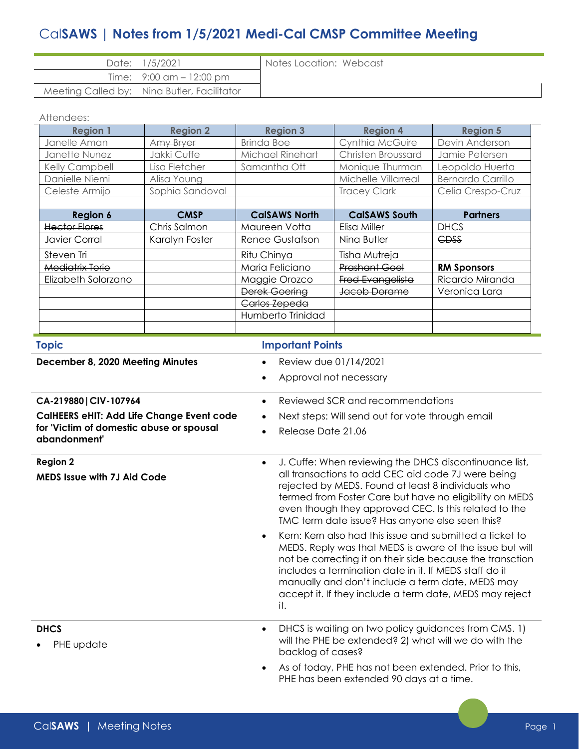# CalSAWS | Notes from 1/5/2021 Medi-Cal CMSP Committee Meeting

| | | |
|---|---|---|
| Date: | 1/5/2021 | Notes Location: Webcast |
| Time: | 9:00 am – 12:00 pm | |
| Meeting Called by: | Nina Butler, Facilitator | |

Attendees:

| Region 1 | Region 2 | Region 3 | Region 4 | Region 5 |
|---|---|---|---|---|
| Janelle Aman | ~~Amy Bryer~~ | Brinda Boe | Cynthia McGuire | Devin Anderson |
| Janette Nunez | Jakki Cuffe | Michael Rinehart | Christen Broussard | Jamie Petersen |
| Kelly Campbell | Lisa Fletcher | Samantha Ott | Monique Thurman | Leopoldo Huerta |
| Danielle Niemi | Alisa Young | | Michelle Villarreal | Bernardo Carrillo |
| Celeste Armijo | Sophia Sandoval | | Tracey Clark | Celia Crespo-Cruz |
| | | | | |
| **Region 6** | **CMSP** | **CalSAWS North** | **CalSAWS South** | **Partners** |
| ~~Hector Flores~~ | Chris Salmon | Maureen Votta | Elisa Miller | DHCS |
| Javier Corral | Karalyn Foster | Renee Gustafson | Nina Butler | ~~CDSS~~ |
| Steven Tri | | Ritu Chinya | Tisha Mutreja | |
| ~~Mediatrix Torio~~ | | Maria Feliciano | ~~Prashant Goel~~ | **RM Sponsors** |
| Elizabeth Solorzano | | Maggie Orozco | ~~Fred Evangelista~~ | Ricardo Miranda |
| | | ~~Derek Goering~~ | ~~Jacob Dorame~~ | Veronica Lara |
| | | ~~Carlos Zepeda~~ | | |
| | | Humberto Trinidad | | |

| Topic | Important Points |
|---|---|
| **December 8, 2020 Meeting Minutes** | • Review due 01/14/2021<br>• Approval not necessary |
| **CA-219880 \| CIV-107964**<br>**CalHEERS eHIT: Add Life Change Event code for 'Victim of domestic abuse or spousal abandonment'** | • Reviewed SCR and recommendations<br>• Next steps: Will send out for vote through email<br>• Release Date 21.06 |
| **Region 2**<br>**MEDS Issue with 7J Aid Code** | • J. Cuffe: When reviewing the DHCS discontinuance list, all transactions to add CEC aid code 7J were being rejected by MEDS. Found at least 8 individuals who termed from Foster Care but have no eligibility on MEDS even though they approved CEC. Is this related to the TMC term date issue? Has anyone else seen this?<br>• Kern: Kern also had this issue and submitted a ticket to MEDS. Reply was that MEDS is aware of the issue but will not be correcting it on their side because the transction includes a termination date in it. If MEDS staff do it manually and don't include a term date, MEDS may accept it. If they include a term date, MEDS may reject it. |
| **DHCS**<br>• PHE update | • DHCS is waiting on two policy guidances from CMS. 1) will the PHE be extended? 2) what will we do with the backlog of cases?<br>• As of today, PHE has not been extended. Prior to this, PHE has been extended 90 days at a time. |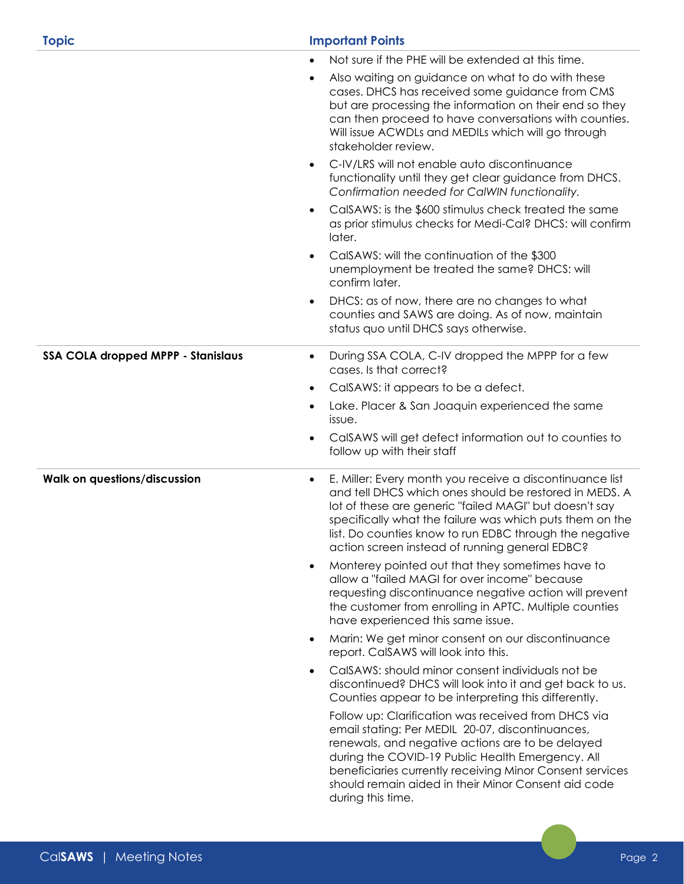| Topic | Important Points |
| --- | --- |
| | • Not sure if the PHE will be extended at this time.<br>• Also waiting on guidance on what to do with these cases. DHCS has received some guidance from CMS but are processing the information on their end so they can then proceed to have conversations with counties. Will issue ACWDLs and MEDILs which will go through stakeholder review.<br>• C-IV/LRS will not enable auto discontinuance functionality until they get clear guidance from DHCS. *Confirmation needed for CalWIN functionality.*<br>• CalSAWS: is the $600 stimulus check treated the same as prior stimulus checks for Medi-Cal? DHCS: will confirm later.<br>• CalSAWS: will the continuation of the $300 unemployment be treated the same? DHCS: will confirm later.<br>• DHCS: as of now, there are no changes to what counties and SAWS are doing. As of now, maintain status quo until DHCS says otherwise. |
| **SSA COLA dropped MPPP - Stanislaus** | • During SSA COLA, C-IV dropped the MPPP for a few cases. Is that correct?<br>• CalSAWS: it appears to be a defect.<br>• Lake. Placer & San Joaquin experienced the same issue.<br>• CalSAWS will get defect information out to counties to follow up with their staff |
| **Walk on questions/discussion** | • E. Miller: Every month you receive a discontinuance list and tell DHCS which ones should be restored in MEDS. A lot of these are generic "failed MAGI" but doesn't say specifically what the failure was which puts them on the list. Do counties know to run EDBC through the negative action screen instead of running general EDBC?<br>• Monterey pointed out that they sometimes have to allow a "failed MAGI for over income" because requesting discontinuance negative action will prevent the customer from enrolling in APTC. Multiple counties have experienced this same issue.<br>• Marin: We get minor consent on our discontinuance report. CalSAWS will look into this.<br>• CalSAWS: should minor consent individuals not be discontinued? DHCS will look into it and get back to us. Counties appear to be interpreting this differently.<br>Follow up: Clarification was received from DHCS via email stating: Per MEDIL 20-07, discontinuances, renewals, and negative actions are to be delayed during the COVID-19 Public Health Emergency. All beneficiaries currently receiving Minor Consent services should remain aided in their Minor Consent aid code during this time. |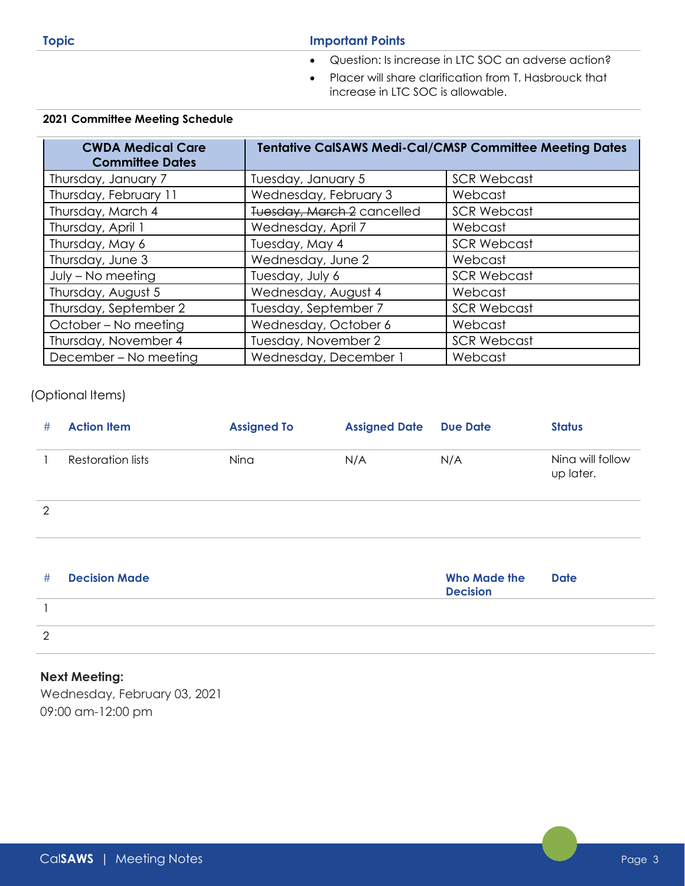| Topic | Important Points |
|---|---|
| | • Question: Is increase in LTC SOC an adverse action?<br>• Placer will share clarification from T. Hasbrouck that increase in LTC SOC is allowable. |

**2021 Committee Meeting Schedule**

| CWDA Medical Care Committee Dates | Tentative CalSAWS Medi-Cal/CMSP Committee Meeting Dates | |
|---|---|---|
| Thursday, January 7 | Tuesday, January 5 | SCR Webcast |
| Thursday, February 11 | Wednesday, February 3 | Webcast |
| Thursday, March 4 | ~~Tuesday, March 2~~ cancelled | SCR Webcast |
| Thursday, April 1 | Wednesday, April 7 | Webcast |
| Thursday, May 6 | Tuesday, May 4 | SCR Webcast |
| Thursday, June 3 | Wednesday, June 2 | Webcast |
| July – No meeting | Tuesday, July 6 | SCR Webcast |
| Thursday, August 5 | Wednesday, August 4 | Webcast |
| Thursday, September 2 | Tuesday, September 7 | SCR Webcast |
| October – No meeting | Wednesday, October 6 | Webcast |
| Thursday, November 4 | Tuesday, November 2 | SCR Webcast |
| December – No meeting | Wednesday, December 1 | Webcast |

(Optional Items)

| # | Action Item | Assigned To | Assigned Date | Due Date | Status |
|---|---|---|---|---|---|
| 1 | Restoration lists | Nina | N/A | N/A | Nina will follow up later. |
| 2 | | | | | |

| # | Decision Made | Who Made the Decision | Date |
|---|---|---|---|
| 1 | | | |
| 2 | | | |

**Next Meeting:**
Wednesday, February 03, 2021
09:00 am-12:00 pm